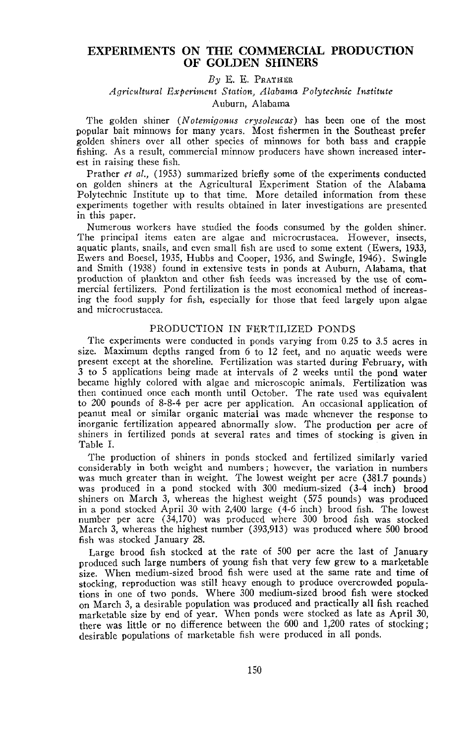# EXPERIMENTS ON THE COMMERCIAL PRODUCTION OF GOLDEN SHINERS

*By* E. E. PRATHER

*Agricultural Experiment Station, Alabama Polytechnic Institute*
Auburn, Alabama

The golden shiner (*Notemigonus crysoleucas*) has been one of the most popular bait minnows for many years. Most fishermen in the Southeast prefer golden shiners over all other species of minnows for both bass and crappie fishing. As a result, commercial minnow producers have shown increased interest in raising these fish.

Prather *et al.*, (1953) summarized briefly some of the experiments conducted on golden shiners at the Agricultural Experiment Station of the Alabama Polytechnic Institute up to that time. More detailed information from these experiments together with results obtained in later investigations are presented in this paper.

Numerous workers have studied the foods consumed by the golden shiner. The principal items eaten are algae and microcrustacea. However, insects, aquatic plants, snails, and even small fish are used to some extent (Ewers, 1933, Ewers and Boesel, 1935, Hubbs and Cooper, 1936, and Swingle, 1946). Swingle and Smith (1938) found in extensive tests in ponds at Auburn, Alabama, that production of plankton and other fish feeds was increased by the use of commercial fertilizers. Pond fertilization is the most economical method of increasing the food supply for fish, especially for those that feed largely upon algae and microcrustacea.

## PRODUCTION IN FERTILIZED PONDS

The experiments were conducted in ponds varying from 0.25 to 3.5 acres in size. Maximum depths ranged from 6 to 12 feet, and no aquatic weeds were present except at the shoreline. Fertilization was started during February, with 3 to 5 applications being made at intervals of 2 weeks until the pond water became highly colored with algae and microscopic animals. Fertilization was then continued once each month until October. The rate used was equivalent to 200 pounds of 8-8-4 per acre per application. An occasional application of peanut meal or similar organic material was made whenever the response to inorganic fertilization appeared abnormally slow. The production per acre of shiners in fertilized ponds at several rates and times of stocking is given in Table I.

The production of shiners in ponds stocked and fertilized similarly varied considerably in both weight and numbers; however, the variation in numbers was much greater than in weight. The lowest weight per acre (381.7 pounds) was produced in a pond stocked with 300 medium-sized (3-4 inch) brood shiners on March 3, whereas the highest weight (575 pounds) was produced in a pond stocked April 30 with 2,400 large (4-6 inch) brood fish. The lowest number per acre (34,170) was produced where 300 brood fish was stocked March 3, whereas the highest number (393,913) was produced where 500 brood fish was stocked January 28.

Large brood fish stocked at the rate of 500 per acre the last of January produced such large numbers of young fish that very few grew to a marketable size. When medium-sized brood fish were used at the same rate and time of stocking, reproduction was still heavy enough to produce overcrowded populations in one of two ponds. Where 300 medium-sized brood fish were stocked on March 3, a desirable population was produced and practically all fish reached marketable size by end of year. When ponds were stocked as late as April 30, there was little or no difference between the 600 and 1,200 rates of stocking; desirable populations of marketable fish were produced in all ponds.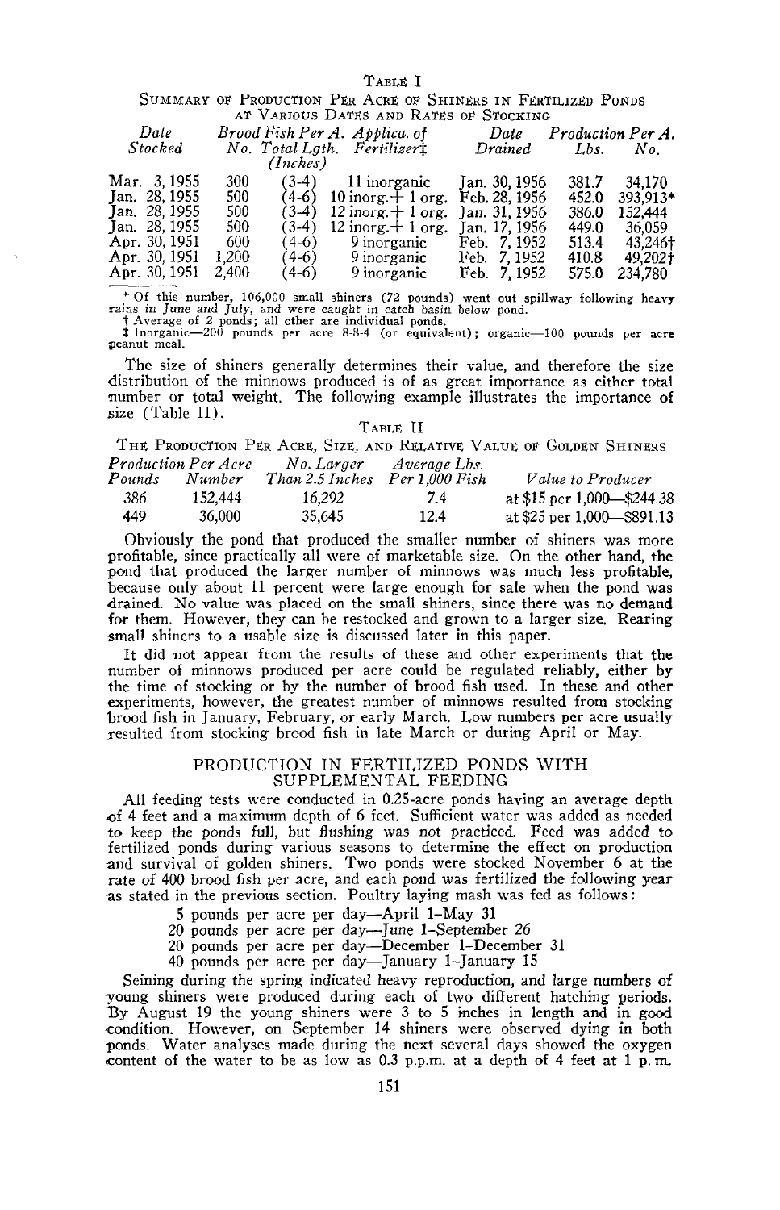TABLE I

SUMMARY OF PRODUCTION PER ACRE OF SHINERS IN FERTILIZED PONDS AT VARIOUS DATES AND RATES OF STOCKING

| Date Stocked | Brood Fish Per A. No. | Total Lgth. (Inches) | Applica. of Fertilizer‡ | Date Drained | Production Per A. Lbs. | No. |
|---|---|---|---|---|---|---|
| Mar. 3, 1955 | 300 | (3-4) | 11 inorganic | Jan. 30, 1956 | 381.7 | 34,170 |
| Jan. 28, 1955 | 500 | (4-6) | 10 inorg. + 1 org. | Feb. 28, 1956 | 452.0 | 393,913* |
| Jan. 28, 1955 | 500 | (3-4) | 12 inorg. + 1 org. | Jan. 31, 1956 | 386.0 | 152,444 |
| Jan. 28, 1955 | 500 | (3-4) | 12 inorg. + 1 org. | Jan. 17, 1956 | 449.0 | 36,059 |
| Apr. 30, 1951 | 600 | (4-6) | 9 inorganic | Feb. 7, 1952 | 513.4 | 43,246† |
| Apr. 30, 1951 | 1,200 | (4-6) | 9 inorganic | Feb. 7, 1952 | 410.8 | 49,202† |
| Apr. 30, 1951 | 2,400 | (4-6) | 9 inorganic | Feb. 7, 1952 | 575.0 | 234,780 |

\* Of this number, 106,000 small shiners (72 pounds) went out spillway following heavy rains in June and July, and were caught in catch basin below pond.
† Average of 2 ponds; all other are individual ponds.
‡ Inorganic—200 pounds per acre 8-8-4 (or equivalent); organic—100 pounds per acre peanut meal.

The size of shiners generally determines their value, and therefore the size distribution of the minnows produced is of as great importance as either total number or total weight. The following example illustrates the importance of size (Table II).

TABLE II

THE PRODUCTION PER ACRE, SIZE, AND RELATIVE VALUE OF GOLDEN SHINERS

| Production Per Acre Pounds | Number | No. Larger Than 2.5 Inches | Average Lbs. Per 1,000 Fish | Value to Producer |
|---|---|---|---|---|
| 386 | 152,444 | 16,292 | 7.4 | at $15 per 1,000—$244.38 |
| 449 | 36,000 | 35,645 | 12.4 | at $25 per 1,000—$891.13 |

Obviously the pond that produced the smaller number of shiners was more profitable, since practically all were of marketable size. On the other hand, the pond that produced the larger number of minnows was much less profitable, because only about 11 percent were large enough for sale when the pond was drained. No value was placed on the small shiners, since there was no demand for them. However, they can be restocked and grown to a larger size. Rearing small shiners to a usable size is discussed later in this paper.

It did not appear from the results of these and other experiments that the number of minnows produced per acre could be regulated reliably, either by the time of stocking or by the number of brood fish used. In these and other experiments, however, the greatest number of minnows resulted from stocking brood fish in January, February, or early March. Low numbers per acre usually resulted from stocking brood fish in late March or during April or May.

## PRODUCTION IN FERTILIZED PONDS WITH SUPPLEMENTAL FEEDING

All feeding tests were conducted in 0.25-acre ponds having an average depth of 4 feet and a maximum depth of 6 feet. Sufficient water was added as needed to keep the ponds full, but flushing was not practiced. Feed was added to fertilized ponds during various seasons to determine the effect on production and survival of golden shiners. Two ponds were stocked November 6 at the rate of 400 brood fish per acre, and each pond was fertilized the following year as stated in the previous section. Poultry laying mash was fed as follows:

- 5 pounds per acre per day—April 1–May 31
- 20 pounds per acre per day—June 1–September 26
- 20 pounds per acre per day—December 1–December 31
- 40 pounds per acre per day—January 1–January 15

Seining during the spring indicated heavy reproduction, and large numbers of young shiners were produced during each of two different hatching periods. By August 19 the young shiners were 3 to 5 inches in length and in good condition. However, on September 14 shiners were observed dying in both ponds. Water analyses made during the next several days showed the oxygen content of the water to be as low as 0.3 p.p.m. at a depth of 4 feet at 1 p.m.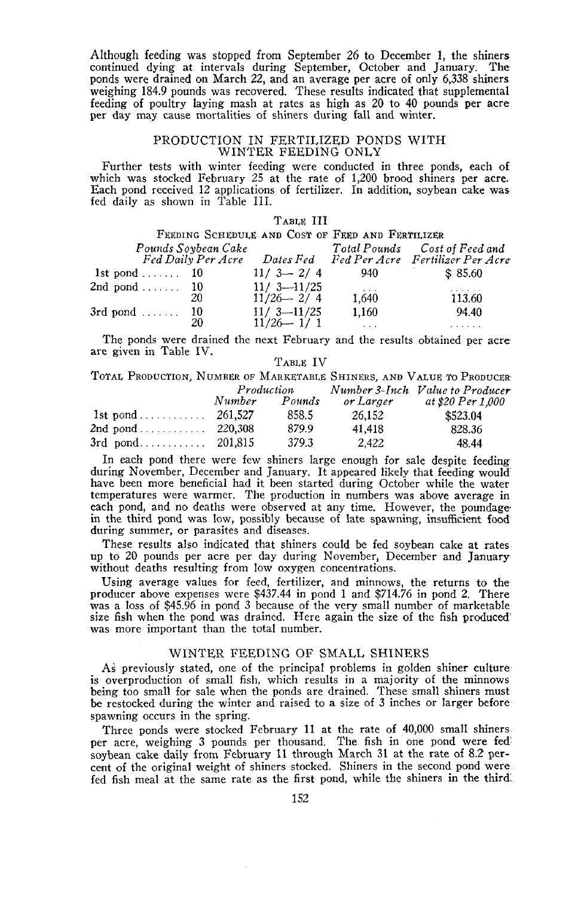Although feeding was stopped from September 26 to December 1, the shiners continued dying at intervals during September, October and January. The ponds were drained on March 22, and an average per acre of only 6,338 shiners weighing 184.9 pounds was recovered. These results indicated that supplemental feeding of poultry laying mash at rates as high as 20 to 40 pounds per acre per day may cause mortalities of shiners during fall and winter.

## PRODUCTION IN FERTILIZED PONDS WITH WINTER FEEDING ONLY

Further tests with winter feeding were conducted in three ponds, each of which was stocked February 25 at the rate of 1,200 brood shiners per acre. Each pond received 12 applications of fertilizer. In addition, soybean cake was fed daily as shown in Table III.

TABLE III

FEEDING SCHEDULE AND COST OF FEED AND FERTILIZER

| | *Pounds Soybean Cake Fed Daily Per Acre* | *Dates Fed* | *Total Pounds Fed Per Acre* | *Cost of Feed and Fertilizer Per Acre* |
|---|---|---|---|---|
| 1st pond | 10 | 11/ 3— 2/ 4 | 940 | $ 85.60 |
| 2nd pond | 10 | 11/ 3—11/25 | ... | ...... |
| | 20 | 11/26— 2/ 4 | 1,640 | 113.60 |
| 3rd pond | 10 | 11/ 3—11/25 | 1,160 | 94.40 |
| | 20 | 11/26— 1/ 1 | ... | ...... |

The ponds were drained the next February and the results obtained per acre are given in Table IV.

TABLE IV

TOTAL PRODUCTION, NUMBER OF MARKETABLE SHINERS, AND VALUE TO PRODUCER

| | *Production* | | *Number 3-Inch or Larger* | *Value to Producer at $20 Per 1,000* |
|---|---|---|---|---|
| | *Number* | *Pounds* | | |
| 1st pond | 261,527 | 858.5 | 26,152 | $523.04 |
| 2nd pond | 220,308 | 879.9 | 41,418 | 828.36 |
| 3rd pond | 201,815 | 379.3 | 2,422 | 48.44 |

In each pond there were few shiners large enough for sale despite feeding during November, December and January. It appeared likely that feeding would have been more beneficial had it been started during October while the water temperatures were warmer. The production in numbers was above average in each pond, and no deaths were observed at any time. However, the poundage in the third pond was low, possibly because of late spawning, insufficient food during summer, or parasites and diseases.

These results also indicated that shiners could be fed soybean cake at rates up to 20 pounds per acre per day during November, December and January without deaths resulting from low oxygen concentrations.

Using average values for feed, fertilizer, and minnows, the returns to the producer above expenses were $437.44 in pond 1 and $714.76 in pond 2. There was a loss of $45.96 in pond 3 because of the very small number of marketable size fish when the pond was drained. Here again the size of the fish produced was more important than the total number.

## WINTER FEEDING OF SMALL SHINERS

As previously stated, one of the principal problems in golden shiner culture is overproduction of small fish, which results in a majority of the minnows being too small for sale when the ponds are drained. These small shiners must be restocked during the winter and raised to a size of 3 inches or larger before spawning occurs in the spring.

Three ponds were stocked February 11 at the rate of 40,000 small shiners per acre, weighing 3 pounds per thousand. The fish in one pond were fed soybean cake daily from February 11 through March 31 at the rate of 8.2 percent of the original weight of shiners stocked. Shiners in the second pond were fed fish meal at the same rate as the first pond, while the shiners in the third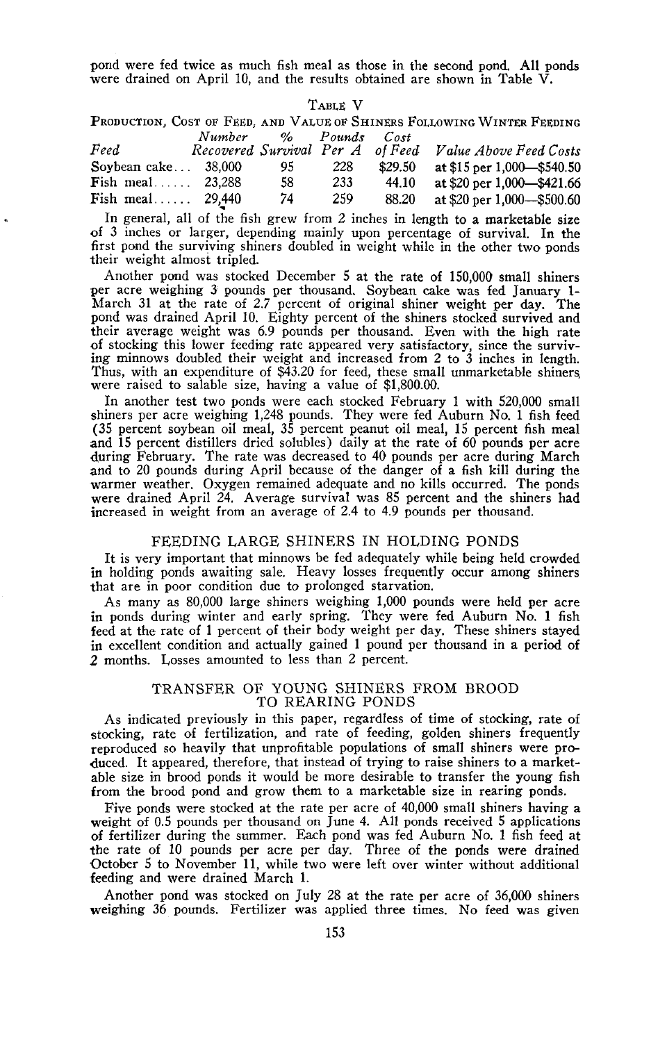pond were fed twice as much fish meal as those in the second pond. All ponds were drained on April 10, and the results obtained are shown in Table V.

TABLE V

PRODUCTION, COST OF FEED, AND VALUE OF SHINERS FOLLOWING WINTER FEEDING

| Feed | Number Recovered | % Survival | Pounds Per A | Cost of Feed | Value Above Feed Costs |
|---|---|---|---|---|---|
| Soybean cake... | 38,000 | 95 | 228 | $29.50 | at $15 per 1,000—$540.50 |
| Fish meal...... | 23,288 | 58 | 233 | 44.10 | at $20 per 1,000—$421.66 |
| Fish meal...... | 29,440 | 74 | 259 | 88.20 | at $20 per 1,000—$500.60 |

In general, all of the fish grew from 2 inches in length to a marketable size of 3 inches or larger, depending mainly upon percentage of survival. In the first pond the surviving shiners doubled in weight while in the other two ponds their weight almost tripled.

Another pond was stocked December 5 at the rate of 150,000 small shiners per acre weighing 3 pounds per thousand. Soybean cake was fed January 1-March 31 at the rate of 2.7 percent of original shiner weight per day. The pond was drained April 10. Eighty percent of the shiners stocked survived and their average weight was 6.9 pounds per thousand. Even with the high rate of stocking this lower feeding rate appeared very satisfactory, since the surviving minnows doubled their weight and increased from 2 to 3 inches in length. Thus, with an expenditure of $43.20 for feed, these small unmarketable shiners were raised to salable size, having a value of $1,800.00.

In another test two ponds were each stocked February 1 with 520,000 small shiners per acre weighing 1,248 pounds. They were fed Auburn No. 1 fish feed (35 percent soybean oil meal, 35 percent peanut oil meal, 15 percent fish meal and 15 percent distillers dried solubles) daily at the rate of 60 pounds per acre during February. The rate was decreased to 40 pounds per acre during March and to 20 pounds during April because of the danger of a fish kill during the warmer weather. Oxygen remained adequate and no kills occurred. The ponds were drained April 24. Average survival was 85 percent and the shiners had increased in weight from an average of 2.4 to 4.9 pounds per thousand.

## FEEDING LARGE SHINERS IN HOLDING PONDS

It is very important that minnows be fed adequately while being held crowded in holding ponds awaiting sale. Heavy losses frequently occur among shiners that are in poor condition due to prolonged starvation.

As many as 80,000 large shiners weighing 1,000 pounds were held per acre in ponds during winter and early spring. They were fed Auburn No. 1 fish feed at the rate of 1 percent of their body weight per day. These shiners stayed in excellent condition and actually gained 1 pound per thousand in a period of 2 months. Losses amounted to less than 2 percent.

## TRANSFER OF YOUNG SHINERS FROM BROOD TO REARING PONDS

As indicated previously in this paper, regardless of time of stocking, rate of stocking, rate of fertilization, and rate of feeding, golden shiners frequently reproduced so heavily that unprofitable populations of small shiners were produced. It appeared, therefore, that instead of trying to raise shiners to a marketable size in brood ponds it would be more desirable to transfer the young fish from the brood pond and grow them to a marketable size in rearing ponds.

Five ponds were stocked at the rate per acre of 40,000 small shiners having a weight of 0.5 pounds per thousand on June 4. All ponds received 5 applications of fertilizer during the summer. Each pond was fed Auburn No. 1 fish feed at the rate of 10 pounds per acre per day. Three of the ponds were drained October 5 to November 11, while two were left over winter without additional feeding and were drained March 1.

Another pond was stocked on July 28 at the rate per acre of 36,000 shiners weighing 36 pounds. Fertilizer was applied three times. No feed was given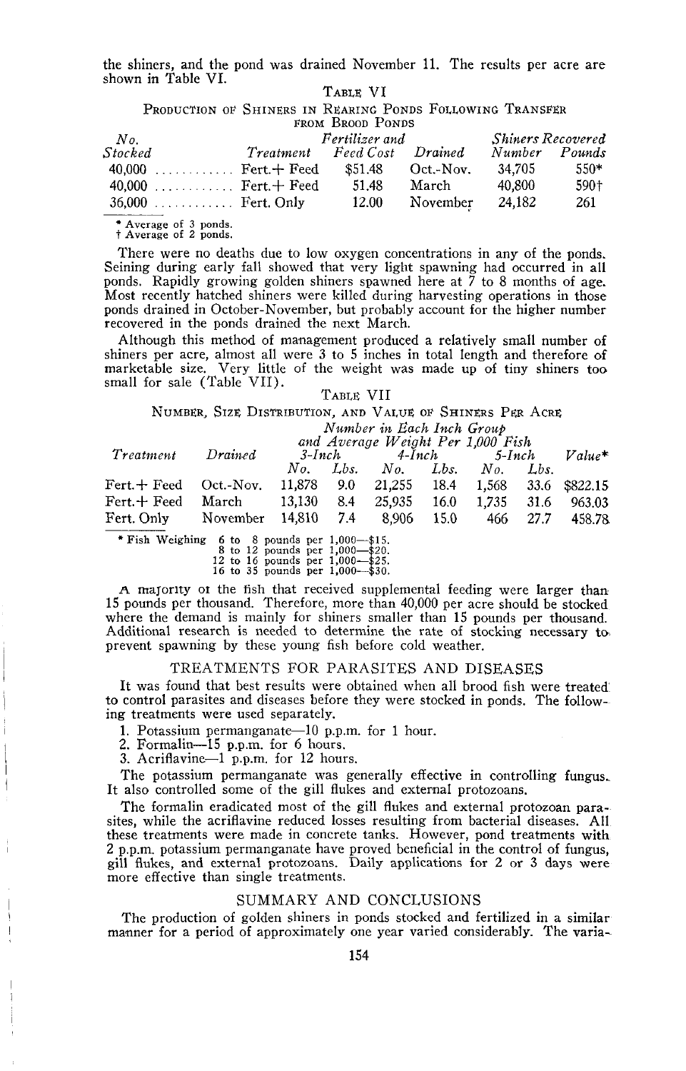the shiners, and the pond was drained November 11. The results per acre are shown in Table VI.

TABLE VI

PRODUCTION OF SHINERS IN REARING PONDS FOLLOWING TRANSFER FROM BROOD PONDS

| No. Stocked | Treatment | Fertilizer and Feed Cost | Drained | Shiners Recovered Number | Shiners Recovered Pounds |
|---|---|---|---|---|---|
| 40,000 | Fert.+ Feed | $51.48 | Oct.-Nov. | 34,705 | 550* |
| 40,000 | Fert.+ Feed | 51.48 | March | 40,800 | 590† |
| 36,000 | Fert. Only | 12.00 | November | 24,182 | 261 |

\* Average of 3 ponds.
† Average of 2 ponds.

There were no deaths due to low oxygen concentrations in any of the ponds. Seining during early fall showed that very light spawning had occurred in all ponds. Rapidly growing golden shiners spawned here at 7 to 8 months of age. Most recently hatched shiners were killed during harvesting operations in those ponds drained in October-November, but probably account for the higher number recovered in the ponds drained the next March.

Although this method of management produced a relatively small number of shiners per acre, almost all were 3 to 5 inches in total length and therefore of marketable size. Very little of the weight was made up of tiny shiners too small for sale (Table VII).

TABLE VII

NUMBER, SIZE DISTRIBUTION, AND VALUE OF SHINERS PER ACRE

| Treatment | Drained | Number in Each Inch Group and Average Weight Per 1,000 Fish | | | | | | Value* |
|---|---|---|---|---|---|---|---|---|
| | | 3-Inch | | 4-Inch | | 5-Inch | | |
| | | No. | Lbs. | No. | Lbs. | No. | Lbs. | |
| Fert.+ Feed | Oct.-Nov. | 11,878 | 9.0 | 21,255 | 18.4 | 1,568 | 33.6 | $822.15 |
| Fert.+ Feed | March | 13,130 | 8.4 | 25,935 | 16.0 | 1,735 | 31.6 | 963.03 |
| Fert. Only | November | 14,810 | 7.4 | 8,906 | 15.0 | 466 | 27.7 | 458.78 |

\* Fish Weighing 6 to 8 pounds per 1,000—$15.
8 to 12 pounds per 1,000—$20.
12 to 16 pounds per 1,000—$25.
16 to 35 pounds per 1,000—$30.

A majority of the fish that received supplemental feeding were larger than 15 pounds per thousand. Therefore, more than 40,000 per acre should be stocked where the demand is mainly for shiners smaller than 15 pounds per thousand. Additional research is needed to determine the rate of stocking necessary to prevent spawning by these young fish before cold weather.

## TREATMENTS FOR PARASITES AND DISEASES

It was found that best results were obtained when all brood fish were treated to control parasites and diseases before they were stocked in ponds. The following treatments were used separately.

1. Potassium permanganate—10 p.p.m. for 1 hour.
2. Formalin—15 p.p.m. for 6 hours.
3. Acriflavine—1 p.p.m. for 12 hours.

The potassium permanganate was generally effective in controlling fungus. It also controlled some of the gill flukes and external protozoans.

The formalin eradicated most of the gill flukes and external protozoan parasites, while the acriflavine reduced losses resulting from bacterial diseases. All these treatments were made in concrete tanks. However, pond treatments with 2 p.p.m. potassium permanganate have proved beneficial in the control of fungus, gill flukes, and external protozoans. Daily applications for 2 or 3 days were more effective than single treatments.

## SUMMARY AND CONCLUSIONS

The production of golden shiners in ponds stocked and fertilized in a similar manner for a period of approximately one year varied considerably. The varia-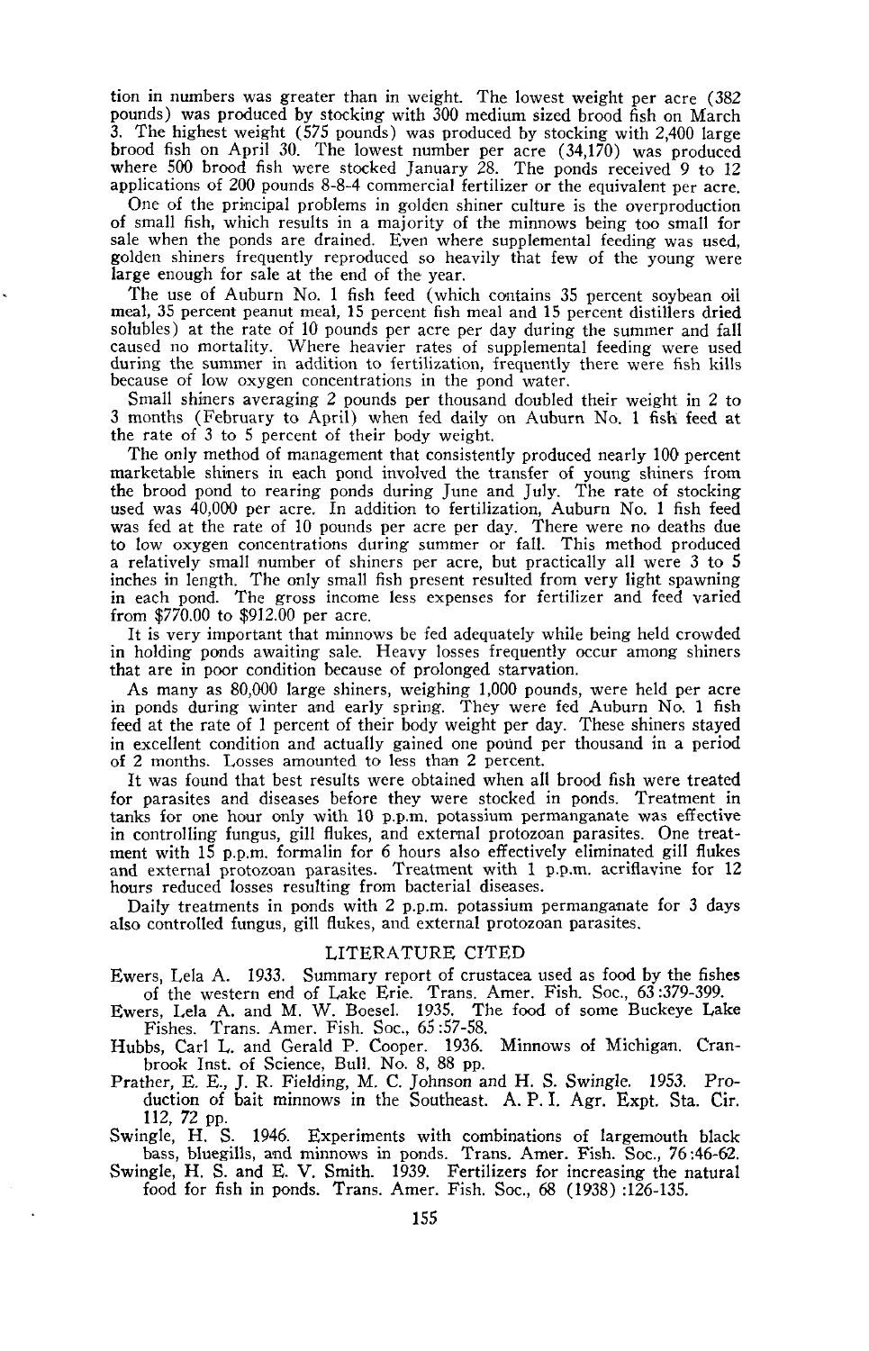tion in numbers was greater than in weight. The lowest weight per acre (382 pounds) was produced by stocking with 300 medium sized brood fish on March 3. The highest weight (575 pounds) was produced by stocking with 2,400 large brood fish on April 30. The lowest number per acre (34,170) was produced where 500 brood fish were stocked January 28. The ponds received 9 to 12 applications of 200 pounds 8-8-4 commercial fertilizer or the equivalent per acre.

One of the principal problems in golden shiner culture is the overproduction of small fish, which results in a majority of the minnows being too small for sale when the ponds are drained. Even where supplemental feeding was used, golden shiners frequently reproduced so heavily that few of the young were large enough for sale at the end of the year.

The use of Auburn No. 1 fish feed (which contains 35 percent soybean oil meal, 35 percent peanut meal, 15 percent fish meal and 15 percent distillers dried solubles) at the rate of 10 pounds per acre per day during the summer and fall caused no mortality. Where heavier rates of supplemental feeding were used during the summer in addition to fertilization, frequently there were fish kills because of low oxygen concentrations in the pond water.

Small shiners averaging 2 pounds per thousand doubled their weight in 2 to 3 months (February to April) when fed daily on Auburn No. 1 fish feed at the rate of 3 to 5 percent of their body weight.

The only method of management that consistently produced nearly 100 percent marketable shiners in each pond involved the transfer of young shiners from the brood pond to rearing ponds during June and July. The rate of stocking used was 40,000 per acre. In addition to fertilization, Auburn No. 1 fish feed was fed at the rate of 10 pounds per acre per day. There were no deaths due to low oxygen concentrations during summer or fall. This method produced a relatively small number of shiners per acre, but practically all were 3 to 5 inches in length. The only small fish present resulted from very light spawning in each pond. The gross income less expenses for fertilizer and feed varied from $770.00 to $912.00 per acre.

It is very important that minnows be fed adequately while being held crowded in holding ponds awaiting sale. Heavy losses frequently occur among shiners that are in poor condition because of prolonged starvation.

As many as 80,000 large shiners, weighing 1,000 pounds, were held per acre in ponds during winter and early spring. They were fed Auburn No. 1 fish feed at the rate of 1 percent of their body weight per day. These shiners stayed in excellent condition and actually gained one pound per thousand in a period of 2 months. Losses amounted to less than 2 percent.

It was found that best results were obtained when all brood fish were treated for parasites and diseases before they were stocked in ponds. Treatment in tanks for one hour only with 10 p.p.m. potassium permanganate was effective in controlling fungus, gill flukes, and external protozoan parasites. One treatment with 15 p.p.m. formalin for 6 hours also effectively eliminated gill flukes and external protozoan parasites. Treatment with 1 p.p.m. acriflavine for 12 hours reduced losses resulting from bacterial diseases.

Daily treatments in ponds with 2 p.p.m. potassium permanganate for 3 days also controlled fungus, gill flukes, and external protozoan parasites.

## LITERATURE CITED

Ewers, Lela A. 1933. Summary report of crustacea used as food by the fishes of the western end of Lake Erie. Trans. Amer. Fish. Soc., 63:379-399.

Ewers, Lela A. and M. W. Boesel. 1935. The food of some Buckeye Lake Fishes. Trans. Amer. Fish. Soc., 65:57-58.

Hubbs, Carl L. and Gerald P. Cooper. 1936. Minnows of Michigan. Cranbrook Inst. of Science, Bull. No. 8, 88 pp.

Prather, E. E., J. R. Fielding, M. C. Johnson and H. S. Swingle. 1953. Production of bait minnows in the Southeast. A. P. I. Agr. Expt. Sta. Cir. 112, 72 pp.

Swingle, H. S. 1946. Experiments with combinations of largemouth black bass, bluegills, and minnows in ponds. Trans. Amer. Fish. Soc., 76:46-62.

Swingle, H. S. and E. V. Smith. 1939. Fertilizers for increasing the natural food for fish in ponds. Trans. Amer. Fish. Soc., 68 (1938):126-135.